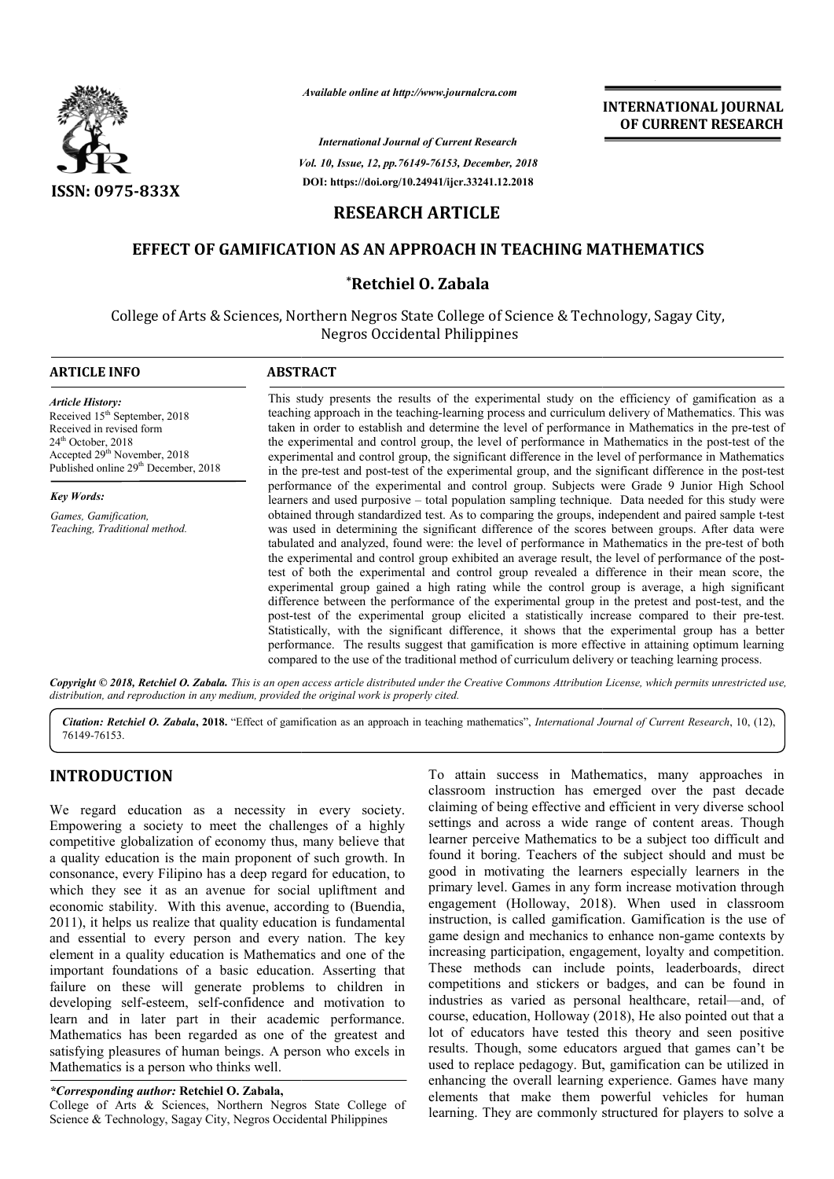*Available online at http://www.journalcra.com*

*International Journal of Current Research*
*Vol. 10, Issue, 12, pp.76149-76153, December, 2018*
**DOI: https://doi.org/10.24941/ijcr.33241.12.2018**

**INTERNATIONAL JOURNAL OF CURRENT RESEARCH**

**ISSN: 0975-833X**

## RESEARCH ARTICLE

# EFFECT OF GAMIFICATION AS AN APPROACH IN TEACHING MATHEMATICS

**\*Retchiel O. Zabala**

College of Arts & Sciences, Northern Negros State College of Science & Technology, Sagay City, Negros Occidental Philippines

### ARTICLE INFO

*Article History:*
Received 15th September, 2018
Received in revised form
24th October, 2018
Accepted 29th November, 2018
Published online 29th December, 2018

*Key Words:*
*Games, Gamification, Teaching, Traditional method.*

### ABSTRACT

This study presents the results of the experimental study on the efficiency of gamification as a teaching approach in the teaching-learning process and curriculum delivery of Mathematics. This was taken in order to establish and determine the level of performance in Mathematics in the pre-test of the experimental and control group, the level of performance in Mathematics in the post-test of the experimental and control group, the significant difference in the level of performance in Mathematics in the pre-test and post-test of the experimental group, and the significant difference in the post-test performance of the experimental and control group. Subjects were Grade 9 Junior High School learners and used purposive – total population sampling technique. Data needed for this study were obtained through standardized test. As to comparing the groups, independent and paired sample t-test was used in determining the significant difference of the scores between groups. After data were tabulated and analyzed, found were: the level of performance in Mathematics in the pre-test of both the experimental and control group exhibited an average result, the level of performance of the post-test of both the experimental and control group revealed a difference in their mean score, the experimental group gained a high rating while the control group is average, a high significant difference between the performance of the experimental group in the pretest and post-test, and the post-test of the experimental group elicited a statistically increase compared to their pre-test. Statistically, with the significant difference, it shows that the experimental group has a better performance. The results suggest that gamification is more effective in attaining optimum learning compared to the use of the traditional method of curriculum delivery or teaching learning process.

***Copyright © 2018, Retchiel O. Zabala.*** *This is an open access article distributed under the Creative Commons Attribution License, which permits unrestricted use, distribution, and reproduction in any medium, provided the original work is properly cited.*

***Citation: Retchiel O. Zabala*, 2018.** "Effect of gamification as an approach in teaching mathematics", *International Journal of Current Research*, 10, (12), 76149-76153.

## INTRODUCTION

We regard education as a necessity in every society. Empowering a society to meet the challenges of a highly competitive globalization of economy thus, many believe that a quality education is the main proponent of such growth. In consonance, every Filipino has a deep regard for education, to which they see it as an avenue for social upliftment and economic stability. With this avenue, according to (Buendia, 2011), it helps us realize that quality education is fundamental and essential to every person and every nation. The key element in a quality education is Mathematics and one of the important foundations of a basic education. Asserting that failure on these will generate problems to children in developing self-esteem, self-confidence and motivation to learn and in later part in their academic performance. Mathematics has been regarded as one of the greatest and satisfying pleasures of human beings. A person who excels in Mathematics is a person who thinks well.

To attain success in Mathematics, many approaches in classroom instruction has emerged over the past decade claiming of being effective and efficient in very diverse school settings and across a wide range of content areas. Though learner perceive Mathematics to be a subject too difficult and found it boring. Teachers of the subject should and must be good in motivating the learners especially learners in the primary level. Games in any form increase motivation through engagement (Holloway, 2018). When used in classroom instruction, is called gamification. Gamification is the use of game design and mechanics to enhance non-game contexts by increasing participation, engagement, loyalty and competition. These methods can include points, leaderboards, direct competitions and stickers or badges, and can be found in industries as varied as personal healthcare, retail—and, of course, education, Holloway (2018), He also pointed out that a lot of educators have tested this theory and seen positive results. Though, some educators argued that games can't be used to replace pedagogy. But, gamification can be utilized in enhancing the overall learning experience. Games have many elements that make them powerful vehicles for human learning. They are commonly structured for players to solve a

***\*Corresponding author:*** **Retchiel O. Zabala,**
College of Arts & Sciences, Northern Negros State College of Science & Technology, Sagay City, Negros Occidental Philippines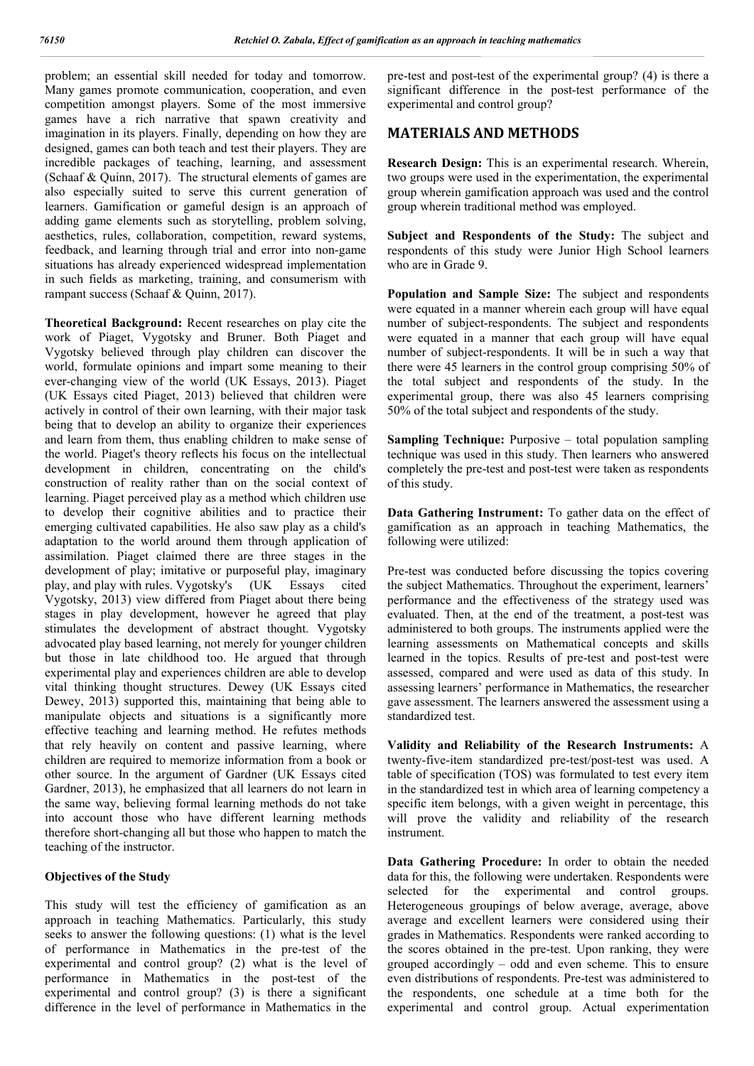problem; an essential skill needed for today and tomorrow. Many games promote communication, cooperation, and even competition amongst players. Some of the most immersive games have a rich narrative that spawn creativity and imagination in its players. Finally, depending on how they are designed, games can both teach and test their players. They are incredible packages of teaching, learning, and assessment (Schaaf & Quinn, 2017). The structural elements of games are also especially suited to serve this current generation of learners. Gamification or gameful design is an approach of adding game elements such as storytelling, problem solving, aesthetics, rules, collaboration, competition, reward systems, feedback, and learning through trial and error into non-game situations has already experienced widespread implementation in such fields as marketing, training, and consumerism with rampant success (Schaaf & Quinn, 2017).

**Theoretical Background:** Recent researches on play cite the work of Piaget, Vygotsky and Bruner. Both Piaget and Vygotsky believed through play children can discover the world, formulate opinions and impart some meaning to their ever-changing view of the world (UK Essays, 2013). Piaget (UK Essays cited Piaget, 2013) believed that children were actively in control of their own learning, with their major task being that to develop an ability to organize their experiences and learn from them, thus enabling children to make sense of the world. Piaget's theory reflects his focus on the intellectual development in children, concentrating on the child's construction of reality rather than on the social context of learning. Piaget perceived play as a method which children use to develop their cognitive abilities and to practice their emerging cultivated capabilities. He also saw play as a child's adaptation to the world around them through application of assimilation. Piaget claimed there are three stages in the development of play; imitative or purposeful play, imaginary play, and play with rules. Vygotsky's (UK Essays cited Vygotsky, 2013) view differed from Piaget about there being stages in play development, however he agreed that play stimulates the development of abstract thought. Vygotsky advocated play based learning, not merely for younger children but those in late childhood too. He argued that through experimental play and experiences children are able to develop vital thinking thought structures. Dewey (UK Essays cited Dewey, 2013) supported this, maintaining that being able to manipulate objects and situations is a significantly more effective teaching and learning method. He refutes methods that rely heavily on content and passive learning, where children are required to memorize information from a book or other source. In the argument of Gardner (UK Essays cited Gardner, 2013), he emphasized that all learners do not learn in the same way, believing formal learning methods do not take into account those who have different learning methods therefore short-changing all but those who happen to match the teaching of the instructor.

### Objectives of the Study

This study will test the efficiency of gamification as an approach in teaching Mathematics. Particularly, this study seeks to answer the following questions: (1) what is the level of performance in Mathematics in the pre-test of the experimental and control group? (2) what is the level of performance in Mathematics in the post-test of the experimental and control group? (3) is there a significant difference in the level of performance in Mathematics in the pre-test and post-test of the experimental group? (4) is there a significant difference in the post-test performance of the experimental and control group?

## MATERIALS AND METHODS

**Research Design:** This is an experimental research. Wherein, two groups were used in the experimentation, the experimental group wherein gamification approach was used and the control group wherein traditional method was employed.

**Subject and Respondents of the Study:** The subject and respondents of this study were Junior High School learners who are in Grade 9.

**Population and Sample Size:** The subject and respondents were equated in a manner wherein each group will have equal number of subject-respondents. The subject and respondents were equated in a manner that each group will have equal number of subject-respondents. It will be in such a way that there were 45 learners in the control group comprising 50% of the total subject and respondents of the study. In the experimental group, there was also 45 learners comprising 50% of the total subject and respondents of the study.

**Sampling Technique:** Purposive – total population sampling technique was used in this study. Then learners who answered completely the pre-test and post-test were taken as respondents of this study.

**Data Gathering Instrument:** To gather data on the effect of gamification as an approach in teaching Mathematics, the following were utilized:

Pre-test was conducted before discussing the topics covering the subject Mathematics. Throughout the experiment, learners' performance and the effectiveness of the strategy used was evaluated. Then, at the end of the treatment, a post-test was administered to both groups. The instruments applied were the learning assessments on Mathematical concepts and skills learned in the topics. Results of pre-test and post-test were assessed, compared and were used as data of this study. In assessing learners' performance in Mathematics, the researcher gave assessment. The learners answered the assessment using a standardized test.

**Validity and Reliability of the Research Instruments:** A twenty-five-item standardized pre-test/post-test was used. A table of specification (TOS) was formulated to test every item in the standardized test in which area of learning competency a specific item belongs, with a given weight in percentage, this will prove the validity and reliability of the research instrument.

**Data Gathering Procedure:** In order to obtain the needed data for this, the following were undertaken. Respondents were selected for the experimental and control groups. Heterogeneous groupings of below average, average, above average and excellent learners were considered using their grades in Mathematics. Respondents were ranked according to the scores obtained in the pre-test. Upon ranking, they were grouped accordingly – odd and even scheme. This to ensure even distributions of respondents. Pre-test was administered to the respondents, one schedule at a time both for the experimental and control group. Actual experimentation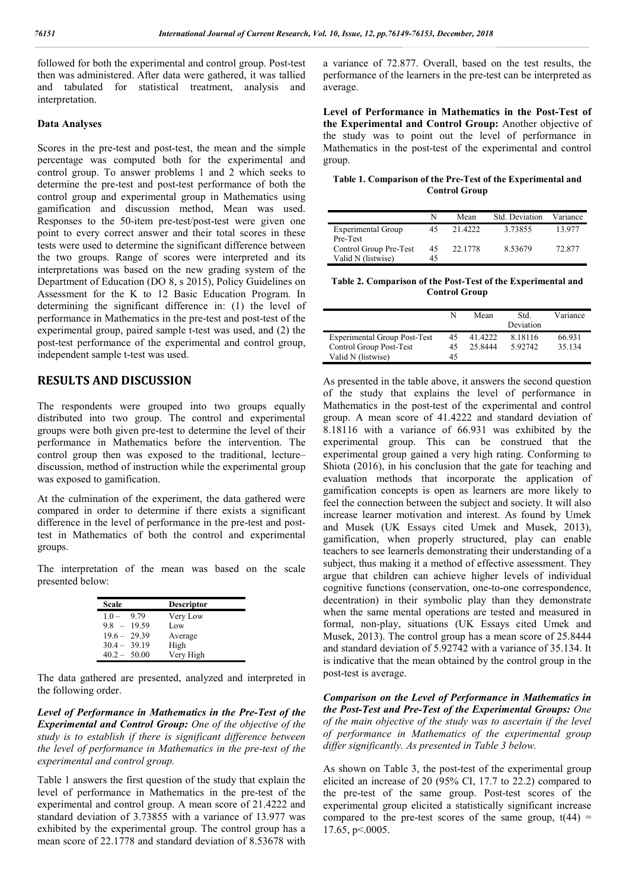followed for both the experimental and control group. Post-test then was administered. After data were gathered, it was tallied and tabulated for statistical treatment, analysis and interpretation.

### Data Analyses

Scores in the pre-test and post-test, the mean and the simple percentage was computed both for the experimental and control group. To answer problems 1 and 2 which seeks to determine the pre-test and post-test performance of both the control group and experimental group in Mathematics using gamification and discussion method, Mean was used. Responses to the 50-item pre-test/post-test were given one point to every correct answer and their total scores in these tests were used to determine the significant difference between the two groups. Range of scores were interpreted and its interpretations was based on the new grading system of the Department of Education (DO 8, s 2015), Policy Guidelines on Assessment for the K to 12 Basic Education Program. In determining the significant difference in: (1) the level of performance in Mathematics in the pre-test and post-test of the experimental group, paired sample t-test was used, and (2) the post-test performance of the experimental and control group, independent sample t-test was used.

## RESULTS AND DISCUSSION

The respondents were grouped into two groups equally distributed into two group. The control and experimental groups were both given pre-test to determine the level of their performance in Mathematics before the intervention. The control group then was exposed to the traditional, lecture–discussion, method of instruction while the experimental group was exposed to gamification.

At the culmination of the experiment, the data gathered were compared in order to determine if there exists a significant difference in the level of performance in the pre-test and post-test in Mathematics of both the control and experimental groups.

The interpretation of the mean was based on the scale presented below:

| Scale | Descriptor |
|---|---|
| 1.0 – 9.79 | Very Low |
| 9.8 – 19.59 | Low |
| 19.6 – 29.39 | Average |
| 30.4 – 39.19 | High |
| 40.2 – 50.00 | Very High |

The data gathered are presented, analyzed and interpreted in the following order.

***Level of Performance in Mathematics in the Pre-Test of the Experimental and Control Group:*** *One of the objective of the study is to establish if there is significant difference between the level of performance in Mathematics in the pre-test of the experimental and control group.*

Table 1 answers the first question of the study that explain the level of performance in Mathematics in the pre-test of the experimental and control group. A mean score of 21.4222 and standard deviation of 3.73855 with a variance of 13.977 was exhibited by the experimental group. The control group has a mean score of 22.1778 and standard deviation of 8.53678 with a variance of 72.877. Overall, based on the test results, the performance of the learners in the pre-test can be interpreted as average.

**Level of Performance in Mathematics in the Post-Test of the Experimental and Control Group:** Another objective of the study was to point out the level of performance in Mathematics in the post-test of the experimental and control group.

**Table 1. Comparison of the Pre-Test of the Experimental and Control Group**

| | N | Mean | Std. Deviation | Variance |
|---|---|---|---|---|
| Experimental Group Pre-Test | 45 | 21.4222 | 3.73855 | 13.977 |
| Control Group Pre-Test | 45 | 22.1778 | 8.53679 | 72.877 |
| Valid N (listwise) | 45 | | | |

**Table 2. Comparison of the Post-Test of the Experimental and Control Group**

| | N | Mean | Std. Deviation | Variance |
|---|---|---|---|---|
| Experimental Group Post-Test | 45 | 41.4222 | 8.18116 | 66.931 |
| Control Group Post-Test | 45 | 25.8444 | 5.92742 | 35.134 |
| Valid N (listwise) | 45 | | | |

As presented in the table above, it answers the second question of the study that explains the level of performance in Mathematics in the post-test of the experimental and control group. A mean score of 41.4222 and standard deviation of 8.18116 with a variance of 66.931 was exhibited by the experimental group. This can be construed that the experimental group gained a very high rating. Conforming to Shiota (2016), in his conclusion that the gate for teaching and evaluation methods that incorporate the application of gamification concepts is open as learners are more likely to feel the connection between the subject and society. It will also increase learner motivation and interest. As found by Umek and Musek (UK Essays cited Umek and Musek, 2013), gamification, when properly structured, play can enable teachers to see learnerls demonstrating their understanding of a subject, thus making it a method of effective assessment. They argue that children can achieve higher levels of individual cognitive functions (conservation, one-to-one correspondence, decentration) in their symbolic play than they demonstrate when the same mental operations are tested and measured in formal, non-play, situations (UK Essays cited Umek and Musek, 2013). The control group has a mean score of 25.8444 and standard deviation of 5.92742 with a variance of 35.134. It is indicative that the mean obtained by the control group in the post-test is average.

***Comparison on the Level of Performance in Mathematics in the Post-Test and Pre-Test of the Experimental Groups:*** *One of the main objective of the study was to ascertain if the level of performance in Mathematics of the experimental group differ significantly. As presented in Table 3 below.*

As shown on Table 3, the post-test of the experimental group elicited an increase of 20 (95% CI, 17.7 to 22.2) compared to the pre-test of the same group. Post-test scores of the experimental group elicited a statistically significant increase compared to the pre-test scores of the same group, $t(44) = 17.65$, $p<.0005$.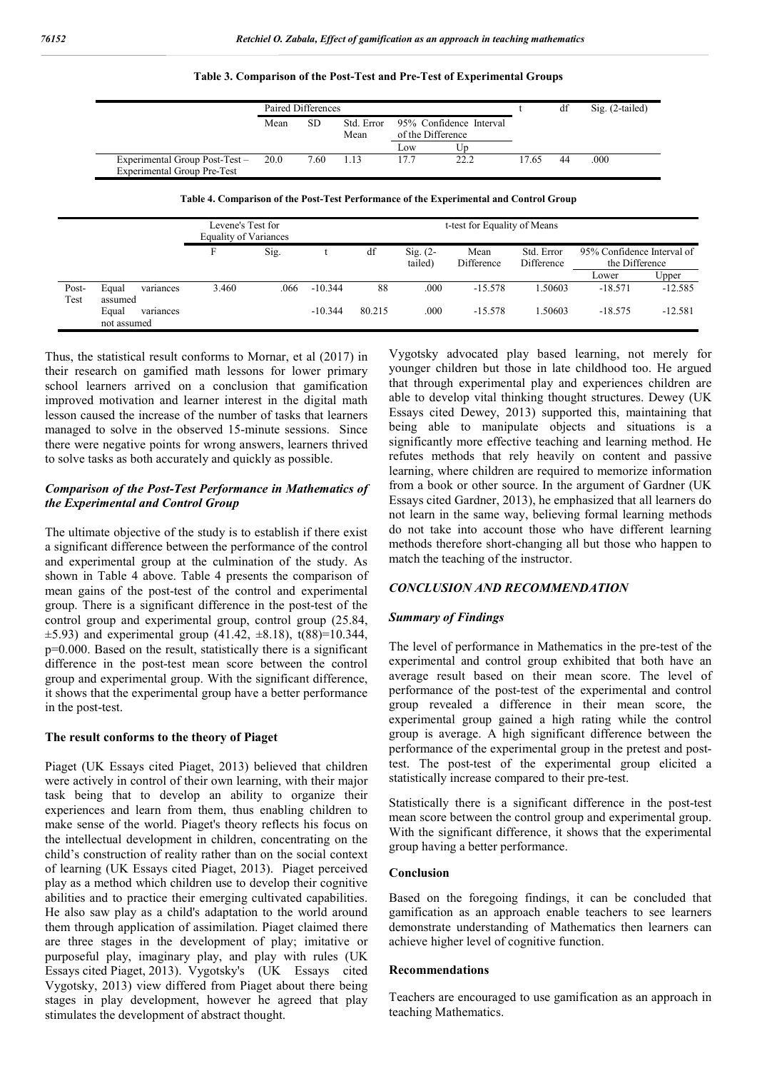**Table 3. Comparison of the Post-Test and Pre-Test of Experimental Groups**

| | Paired Differences | | | | | t | df | Sig. (2-tailed) |
|---|---|---|---|---|---|---|---|---|
| | Mean | SD | Std. Error Mean | 95% Confidence Interval of the Difference | | | | |
| | | | | Low | Up | | | |
| Experimental Group Post-Test – Experimental Group Pre-Test | 20.0 | 7.60 | 1.13 | 17.7 | 22.2 | 17.65 | 44 | .000 |

**Table 4. Comparison of the Post-Test Performance of the Experimental and Control Group**

| | | Levene's Test for Equality of Variances | | t-test for Equality of Means | | | | | | |
|---|---|---|---|---|---|---|---|---|---|---|
| | | F | Sig. | t | df | Sig. (2-tailed) | Mean Difference | Std. Error Difference | 95% Confidence Interval of the Difference | |
| | | | | | | | | | Lower | Upper |
| Post-Test | Equal variances assumed | 3.460 | .066 | -10.344 | 88 | .000 | -15.578 | 1.50603 | -18.571 | -12.585 |
| | Equal variances not assumed | | | -10.344 | 80.215 | .000 | -15.578 | 1.50603 | -18.575 | -12.581 |

Thus, the statistical result conforms to Mornar, et al (2017) in their research on gamified math lessons for lower primary school learners arrived on a conclusion that gamification improved motivation and learner interest in the digital math lesson caused the increase of the number of tasks that learners managed to solve in the observed 15-minute sessions. Since there were negative points for wrong answers, learners thrived to solve tasks as both accurately and quickly as possible.

### *Comparison of the Post-Test Performance in Mathematics of the Experimental and Control Group*

The ultimate objective of the study is to establish if there exist a significant difference between the performance of the control and experimental group at the culmination of the study. As shown in Table 4 above. Table 4 presents the comparison of mean gains of the post-test of the control and experimental group. There is a significant difference in the post-test of the control group and experimental group, control group (25.84, ±5.93) and experimental group (41.42, ±8.18), t(88)=10.344, p=0.000. Based on the result, statistically there is a significant difference in the post-test mean score between the control group and experimental group. With the significant difference, it shows that the experimental group have a better performance in the post-test.

### The result conforms to the theory of Piaget

Piaget (UK Essays cited Piaget, 2013) believed that children were actively in control of their own learning, with their major task being that to develop an ability to organize their experiences and learn from them, thus enabling children to make sense of the world. Piaget's theory reflects his focus on the intellectual development in children, concentrating on the child's construction of reality rather than on the social context of learning (UK Essays cited Piaget, 2013). Piaget perceived play as a method which children use to develop their cognitive abilities and to practice their emerging cultivated capabilities. He also saw play as a child's adaptation to the world around them through application of assimilation. Piaget claimed there are three stages in the development of play; imitative or purposeful play, imaginary play, and play with rules (UK Essays cited Piaget, 2013). Vygotsky's (UK Essays cited Vygotsky, 2013) view differed from Piaget about there being stages in play development, however he agreed that play stimulates the development of abstract thought.

Vygotsky advocated play based learning, not merely for younger children but those in late childhood too. He argued that through experimental play and experiences children are able to develop vital thinking thought structures. Dewey (UK Essays cited Dewey, 2013) supported this, maintaining that being able to manipulate objects and situations is a significantly more effective teaching and learning method. He refutes methods that rely heavily on content and passive learning, where children are required to memorize information from a book or other source. In the argument of Gardner (UK Essays cited Gardner, 2013), he emphasized that all learners do not learn in the same way, believing formal learning methods do not take into account those who have different learning methods therefore short-changing all but those who happen to match the teaching of the instructor.

## *CONCLUSION AND RECOMMENDATION*

### *Summary of Findings*

The level of performance in Mathematics in the pre-test of the experimental and control group exhibited that both have an average result based on their mean score. The level of performance of the post-test of the experimental and control group revealed a difference in their mean score, the experimental group gained a high rating while the control group is average. A high significant difference between the performance of the experimental group in the pretest and post-test. The post-test of the experimental group elicited a statistically increase compared to their pre-test.

Statistically there is a significant difference in the post-test mean score between the control group and experimental group. With the significant difference, it shows that the experimental group having a better performance.

### Conclusion

Based on the foregoing findings, it can be concluded that gamification as an approach enable teachers to see learners demonstrate understanding of Mathematics then learners can achieve higher level of cognitive function.

### Recommendations

Teachers are encouraged to use gamification as an approach in teaching Mathematics.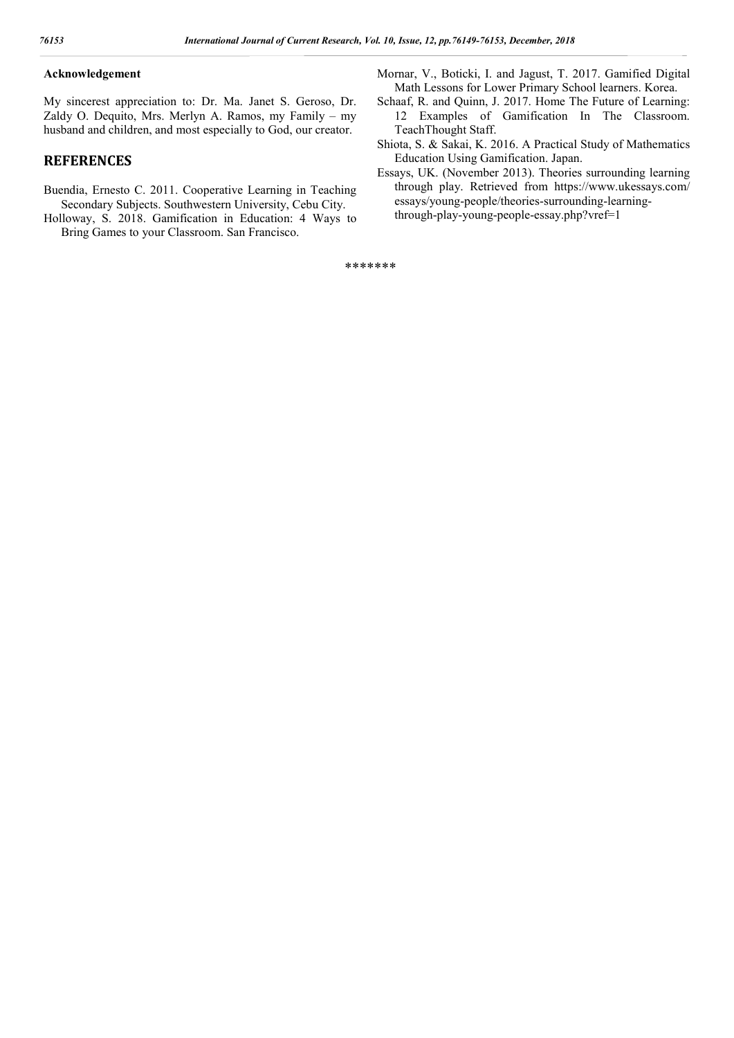**Acknowledgement**

My sincerest appreciation to: Dr. Ma. Janet S. Geroso, Dr. Zaldy O. Dequito, Mrs. Merlyn A. Ramos, my Family – my husband and children, and most especially to God, our creator.

## REFERENCES

Buendia, Ernesto C. 2011. Cooperative Learning in Teaching Secondary Subjects. Southwestern University, Cebu City.

Holloway, S. 2018. Gamification in Education: 4 Ways to Bring Games to your Classroom. San Francisco.

Mornar, V., Boticki, I. and Jagust, T. 2017. Gamified Digital Math Lessons for Lower Primary School learners. Korea.

Schaaf, R. and Quinn, J. 2017. Home The Future of Learning: 12 Examples of Gamification In The Classroom. TeachThought Staff.

Shiota, S. & Sakai, K. 2016. A Practical Study of Mathematics Education Using Gamification. Japan.

Essays, UK. (November 2013). Theories surrounding learning through play. Retrieved from https://www.ukessays.com/essays/young-people/theories-surrounding-learning-through-play-young-people-essay.php?vref=1

*******